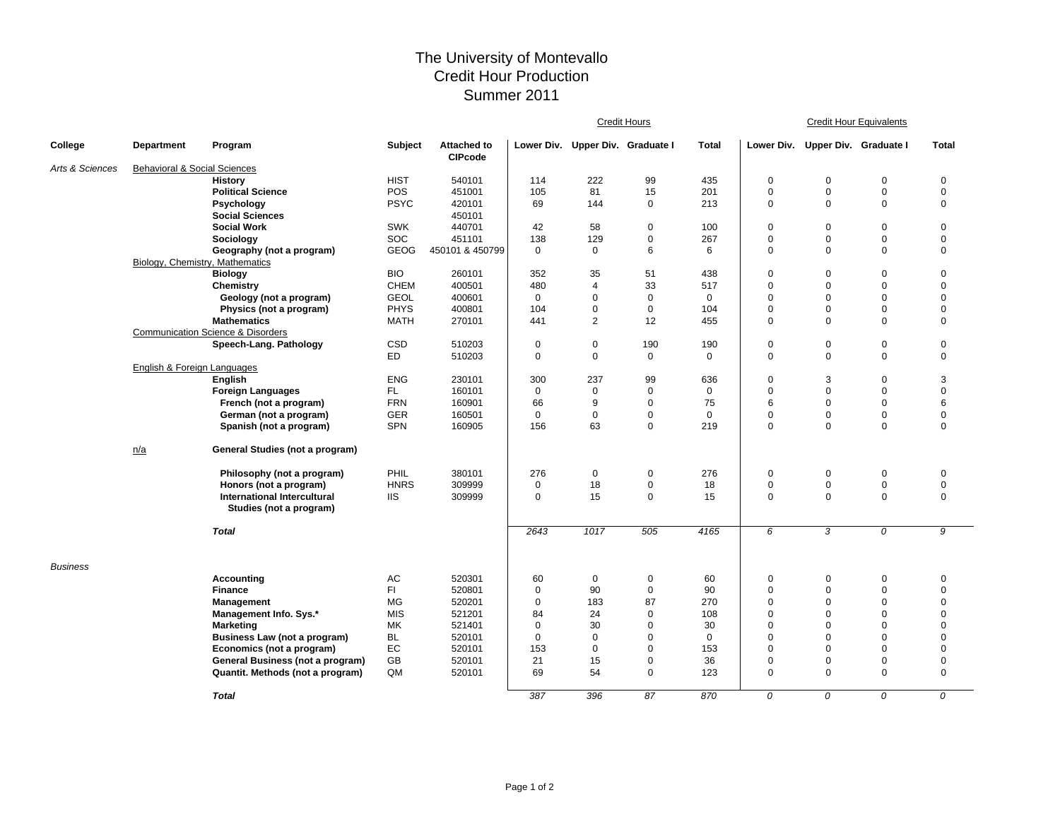# The University of Montevallo
## Credit Hour Production
## Summer 2011

| College | Department | Program | Subject | Attached to CIPcode | Credit Hours: Lower Div. | Credit Hours: Upper Div. | Credit Hours: Graduate I | Credit Hours: Total | Credit Hour Equivalents: Lower Div. | Credit Hour Equivalents: Upper Div. | Credit Hour Equivalents: Graduate I | Credit Hour Equivalents: Total |
|---|---|---|---|---|---|---|---|---|---|---|---|---|
| *Arts & Sciences* | Behavioral & Social Sciences | | | | | | | | | | | |
| | | **History** | HIST | 540101 | 114 | 222 | 99 | 435 | 0 | 0 | 0 | 0 |
| | | **Political Science** | POS | 451001 | 105 | 81 | 15 | 201 | 0 | 0 | 0 | 0 |
| | | **Psychology** | PSYC | 420101 | 69 | 144 | 0 | 213 | 0 | 0 | 0 | 0 |
| | | **Social Sciences** | | 450101 | | | | | | | | |
| | | **Social Work** | SWK | 440701 | 42 | 58 | 0 | 100 | 0 | 0 | 0 | 0 |
| | | **Sociology** | SOC | 451101 | 138 | 129 | 0 | 267 | 0 | 0 | 0 | 0 |
| | | **Geography (not a program)** | GEOG | 450101 & 450799 | 0 | 0 | 6 | 6 | 0 | 0 | 0 | 0 |
| | Biology, Chemistry, Mathematics | | | | | | | | | | | |
| | | **Biology** | BIO | 260101 | 352 | 35 | 51 | 438 | 0 | 0 | 0 | 0 |
| | | **Chemistry** | CHEM | 400501 | 480 | 4 | 33 | 517 | 0 | 0 | 0 | 0 |
| | | **Geology (not a program)** | GEOL | 400601 | 0 | 0 | 0 | 0 | 0 | 0 | 0 | 0 |
| | | **Physics (not a program)** | PHYS | 400801 | 104 | 0 | 0 | 104 | 0 | 0 | 0 | 0 |
| | | **Mathematics** | MATH | 270101 | 441 | 2 | 12 | 455 | 0 | 0 | 0 | 0 |
| | Communication Science & Disorders | | | | | | | | | | | |
| | | **Speech-Lang. Pathology** | CSD | 510203 | 0 | 0 | 190 | 190 | 0 | 0 | 0 | 0 |
| | | | ED | 510203 | 0 | 0 | 0 | 0 | 0 | 0 | 0 | 0 |
| | English & Foreign Languages | | | | | | | | | | | |
| | | **English** | ENG | 230101 | 300 | 237 | 99 | 636 | 0 | 3 | 0 | 3 |
| | | **Foreign Languages** | FL | 160101 | 0 | 0 | 0 | 0 | 0 | 0 | 0 | 0 |
| | | **French (not a program)** | FRN | 160901 | 66 | 9 | 0 | 75 | 6 | 0 | 0 | 6 |
| | | **German (not a program)** | GER | 160501 | 0 | 0 | 0 | 0 | 0 | 0 | 0 | 0 |
| | | **Spanish (not a program)** | SPN | 160905 | 156 | 63 | 0 | 219 | 0 | 0 | 0 | 0 |
| | n/a | **General Studies (not a program)** | | | | | | | | | | |
| | | **Philosophy (not a program)** | PHIL | 380101 | 276 | 0 | 0 | 276 | 0 | 0 | 0 | 0 |
| | | **Honors (not a program)** | HNRS | 309999 | 0 | 18 | 0 | 18 | 0 | 0 | 0 | 0 |
| | | **International Intercultural Studies (not a program)** | IIS | 309999 | 0 | 15 | 0 | 15 | 0 | 0 | 0 | 0 |
| | | ***Total*** | | | *2643* | *1017* | *505* | *4165* | *6* | *3* | *0* | *9* |
| *Business* | | | | | | | | | | | | |
| | | **Accounting** | AC | 520301 | 60 | 0 | 0 | 60 | 0 | 0 | 0 | 0 |
| | | **Finance** | FI | 520801 | 0 | 90 | 0 | 90 | 0 | 0 | 0 | 0 |
| | | **Management** | MG | 520201 | 0 | 183 | 87 | 270 | 0 | 0 | 0 | 0 |
| | | **Management Info. Sys.*** | MIS | 521201 | 84 | 24 | 0 | 108 | 0 | 0 | 0 | 0 |
| | | **Marketing** | MK | 521401 | 0 | 30 | 0 | 30 | 0 | 0 | 0 | 0 |
| | | **Business Law (not a program)** | BL | 520101 | 0 | 0 | 0 | 0 | 0 | 0 | 0 | 0 |
| | | **Economics (not a program)** | EC | 520101 | 153 | 0 | 0 | 153 | 0 | 0 | 0 | 0 |
| | | **General Business (not a program)** | GB | 520101 | 21 | 15 | 0 | 36 | 0 | 0 | 0 | 0 |
| | | **Quantit. Methods (not a program)** | QM | 520101 | 69 | 54 | 0 | 123 | 0 | 0 | 0 | 0 |
| | | ***Total*** | | | *387* | *396* | *87* | *870* | *0* | *0* | *0* | *0* |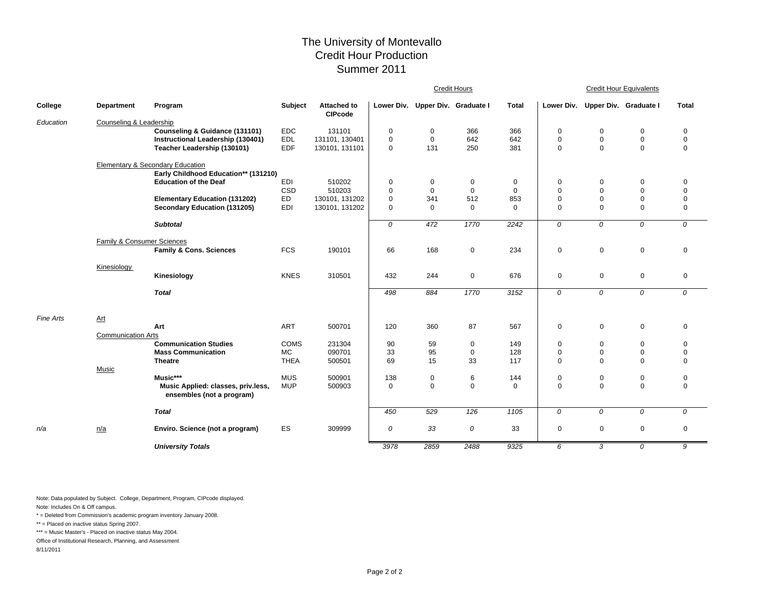# The University of Montevallo
## Credit Hour Production
## Summer 2011

| College | Department | Program | Subject | Attached to CIPcode | Credit Hours | | | | Credit Hour Equivalents | | | |
|---|---|---|---|---|---|---|---|---|---|---|---|---|
| | | | | | Lower Div. | Upper Div. | Graduate I | Total | Lower Div. | Upper Div. | Graduate I | Total |
| *Education* | Counseling & Leadership | | | | | | | | | | | |
| | | **Counseling & Guidance (131101)** | EDC | 131101 | 0 | 0 | 366 | 366 | 0 | 0 | 0 | 0 |
| | | **Instructional Leadership (130401)** | EDL | 131101, 130401 | 0 | 0 | 642 | 642 | 0 | 0 | 0 | 0 |
| | | **Teacher Leadership (130101)** | EDF | 130101, 131101 | 0 | 131 | 250 | 381 | 0 | 0 | 0 | 0 |
| | Elementary & Secondary Education | | | | | | | | | | | |
| | | **Early Childhood Education** (131210)** | | | | | | | | | | |
| | | **Education of the Deaf** | EDI | 510202 | 0 | 0 | 0 | 0 | 0 | 0 | 0 | 0 |
| | | | CSD | 510203 | 0 | 0 | 0 | 0 | 0 | 0 | 0 | 0 |
| | | **Elementary Education (131202)** | ED | 130101, 131202 | 0 | 341 | 512 | 853 | 0 | 0 | 0 | 0 |
| | | **Secondary Education (131205)** | EDI | 130101, 131202 | 0 | 0 | 0 | 0 | 0 | 0 | 0 | 0 |
| | | ***Subtotal*** | | | *0* | *472* | *1770* | *2242* | *0* | *0* | *0* | *0* |
| | Family & Consumer Sciences | | | | | | | | | | | |
| | | **Family & Cons. Sciences** | FCS | 190101 | 66 | 168 | 0 | 234 | 0 | 0 | 0 | 0 |
| | Kinesiology | | | | | | | | | | | |
| | | **Kinesiology** | KNES | 310501 | 432 | 244 | 0 | 676 | 0 | 0 | 0 | 0 |
| | | ***Total*** | | | *498* | *884* | *1770* | *3152* | *0* | *0* | *0* | *0* |
| *Fine Arts* | Art | | | | | | | | | | | |
| | | **Art** | ART | 500701 | 120 | 360 | 87 | 567 | 0 | 0 | 0 | 0 |
| | Communication Arts | | | | | | | | | | | |
| | | **Communication Studies** | COMS | 231304 | 90 | 59 | 0 | 149 | 0 | 0 | 0 | 0 |
| | | **Mass Communication** | MC | 090701 | 33 | 95 | 0 | 128 | 0 | 0 | 0 | 0 |
| | | **Theatre** | THEA | 500501 | 69 | 15 | 33 | 117 | 0 | 0 | 0 | 0 |
| | Music | | | | | | | | | | | |
| | | **Music*** ** | MUS | 500901 | 138 | 0 | 6 | 144 | 0 | 0 | 0 | 0 |
| | | **Music Applied: classes, priv.less, ensembles (not a program)** | MUP | 500903 | 0 | 0 | 0 | 0 | 0 | 0 | 0 | 0 |
| | | ***Total*** | | | *450* | *529* | *126* | *1105* | *0* | *0* | *0* | *0* |
| *n/a* | n/a | **Enviro. Science (not a program)** | ES | 309999 | *0* | *33* | *0* | 33 | 0 | 0 | 0 | 0 |
| | | ***University Totals*** | | | *3978* | *2859* | *2488* | *9325* | *6* | *3* | *0* | *9* |

Note: Data populated by Subject. College, Department, Program, CIPcode displayed.

Note: Includes On & Off campus.

* = Deleted from Commission's academic program inventory January 2008.

** = Placed on inactive status Spring 2007.

*** = Music Master's - Placed on inactive status May 2004.

Office of Institutional Research, Planning, and Assessment

8/11/2011